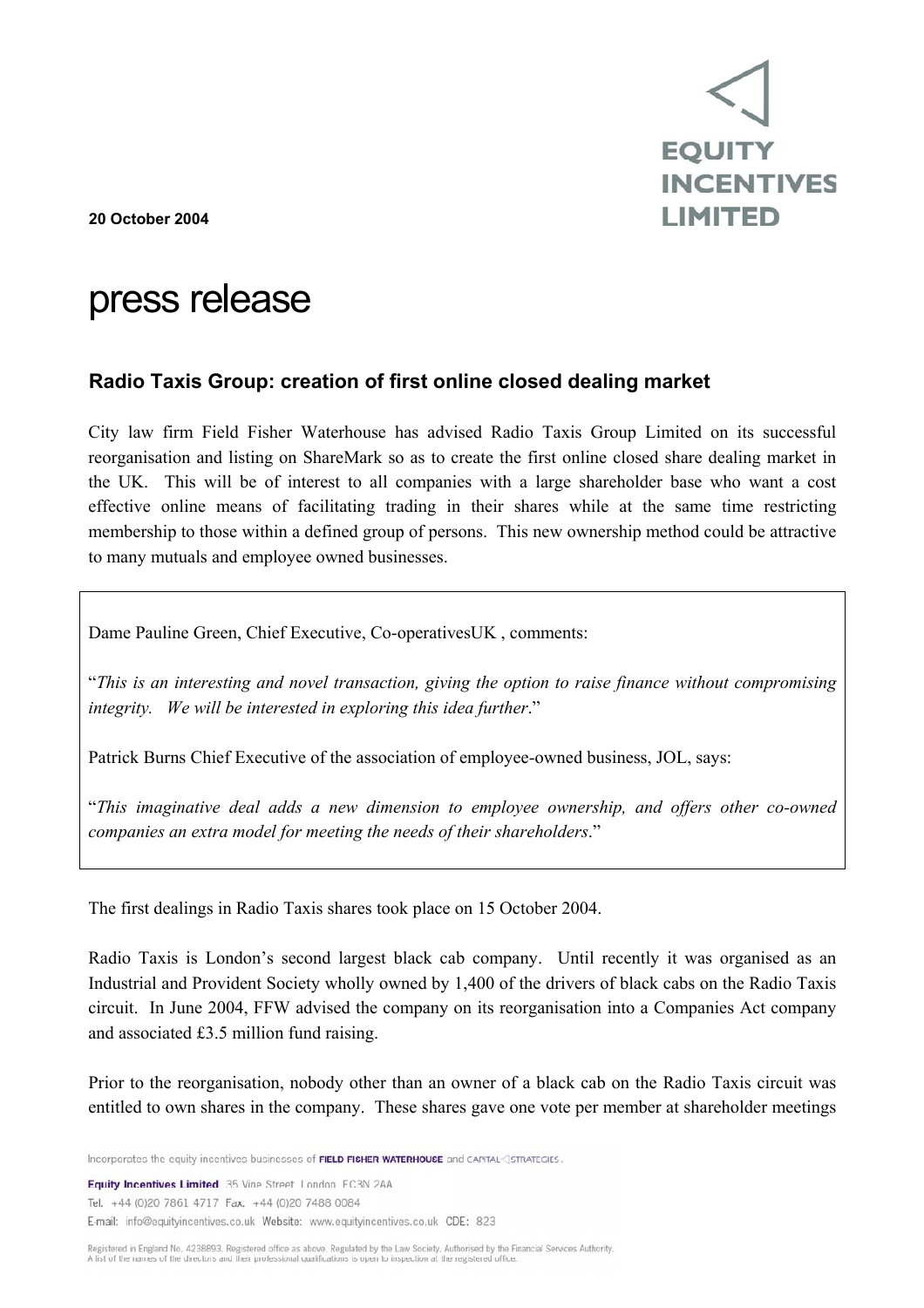**EQUITY INCENTIVES LIMITED**

**20 October 2004**

# press release

## Radio Taxis Group: creation of first online closed dealing market

City law firm Field Fisher Waterhouse has advised Radio Taxis Group Limited on its successful reorganisation and listing on ShareMark so as to create the first online closed share dealing market in the UK. This will be of interest to all companies with a large shareholder base who want a cost effective online means of facilitating trading in their shares while at the same time restricting membership to those within a defined group of persons. This new ownership method could be attractive to many mutuals and employee owned businesses.

> Dame Pauline Green, Chief Executive, Co-operativesUK , comments:
>
> "*This is an interesting and novel transaction, giving the option to raise finance without compromising integrity. We will be interested in exploring this idea further*."
>
> Patrick Burns Chief Executive of the association of employee-owned business, JOL, says:
>
> "*This imaginative deal adds a new dimension to employee ownership, and offers other co-owned companies an extra model for meeting the needs of their shareholders*."

The first dealings in Radio Taxis shares took place on 15 October 2004.

Radio Taxis is London's second largest black cab company. Until recently it was organised as an Industrial and Provident Society wholly owned by 1,400 of the drivers of black cabs on the Radio Taxis circuit. In June 2004, FFW advised the company on its reorganisation into a Companies Act company and associated £3.5 million fund raising.

Prior to the reorganisation, nobody other than an owner of a black cab on the Radio Taxis circuit was entitled to own shares in the company. These shares gave one vote per member at shareholder meetings

Incorporates the equity incentives businesses of FIELD FISHER WATERHOUSE and CAPITAL STRATEGIES.

Equity Incentives Limited 35 Vine Street London EC3N 2AA
Tel. +44 (0)20 7861 4717 Fax. +44 (0)20 7488 0084
E-mail: info@equityincentives.co.uk Website: www.equityincentives.co.uk CDE: 823

Registered in England No. 4238893. Registered office as above. Regulated by the Law Society. Authorised by the Financial Services Authority.
A list of the names of the directors and their professional qualifications is open to inspection at the registered office.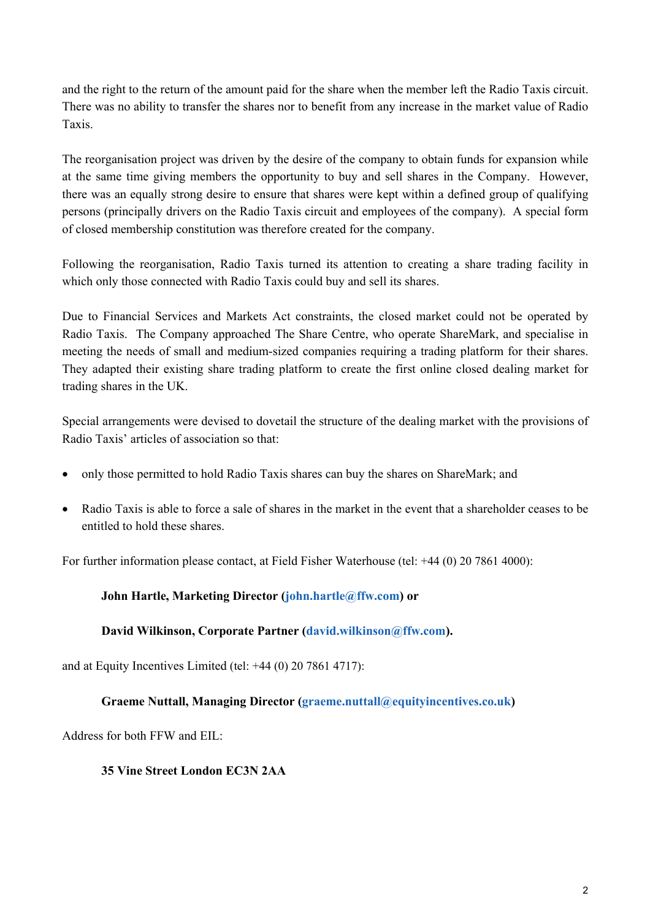and the right to the return of the amount paid for the share when the member left the Radio Taxis circuit. There was no ability to transfer the shares nor to benefit from any increase in the market value of Radio Taxis.

The reorganisation project was driven by the desire of the company to obtain funds for expansion while at the same time giving members the opportunity to buy and sell shares in the Company. However, there was an equally strong desire to ensure that shares were kept within a defined group of qualifying persons (principally drivers on the Radio Taxis circuit and employees of the company). A special form of closed membership constitution was therefore created for the company.

Following the reorganisation, Radio Taxis turned its attention to creating a share trading facility in which only those connected with Radio Taxis could buy and sell its shares.

Due to Financial Services and Markets Act constraints, the closed market could not be operated by Radio Taxis. The Company approached The Share Centre, who operate ShareMark, and specialise in meeting the needs of small and medium-sized companies requiring a trading platform for their shares. They adapted their existing share trading platform to create the first online closed dealing market for trading shares in the UK.

Special arrangements were devised to dovetail the structure of the dealing market with the provisions of Radio Taxis' articles of association so that:

- only those permitted to hold Radio Taxis shares can buy the shares on ShareMark; and
- Radio Taxis is able to force a sale of shares in the market in the event that a shareholder ceases to be entitled to hold these shares.

For further information please contact, at Field Fisher Waterhouse (tel: +44 (0) 20 7861 4000):

**John Hartle, Marketing Director (john.hartle@ffw.com) or**

**David Wilkinson, Corporate Partner (david.wilkinson@ffw.com).**

and at Equity Incentives Limited (tel: +44 (0) 20 7861 4717):

**Graeme Nuttall, Managing Director (graeme.nuttall@equityincentives.co.uk)**

Address for both FFW and EIL:

**35 Vine Street London EC3N 2AA**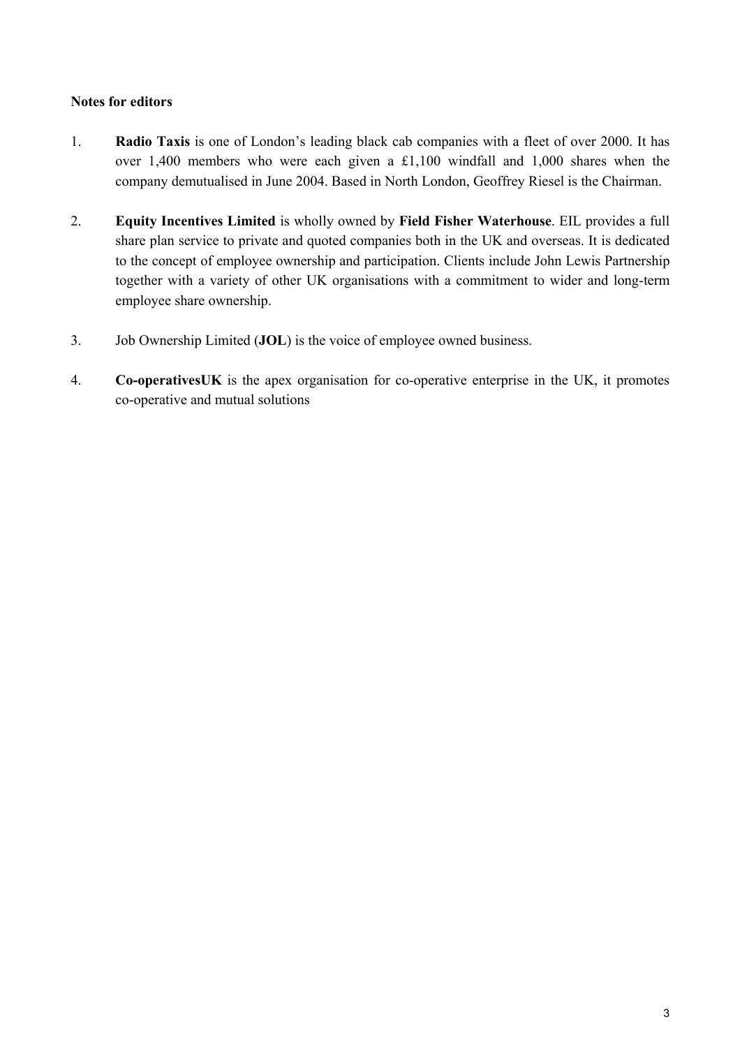**Notes for editors**

1. **Radio Taxis** is one of London's leading black cab companies with a fleet of over 2000. It has over 1,400 members who were each given a £1,100 windfall and 1,000 shares when the company demutualised in June 2004. Based in North London, Geoffrey Riesel is the Chairman.

2. **Equity Incentives Limited** is wholly owned by **Field Fisher Waterhouse**. EIL provides a full share plan service to private and quoted companies both in the UK and overseas. It is dedicated to the concept of employee ownership and participation. Clients include John Lewis Partnership together with a variety of other UK organisations with a commitment to wider and long-term employee share ownership.

3. Job Ownership Limited (**JOL**) is the voice of employee owned business.

4. **Co-operativesUK** is the apex organisation for co-operative enterprise in the UK, it promotes co-operative and mutual solutions